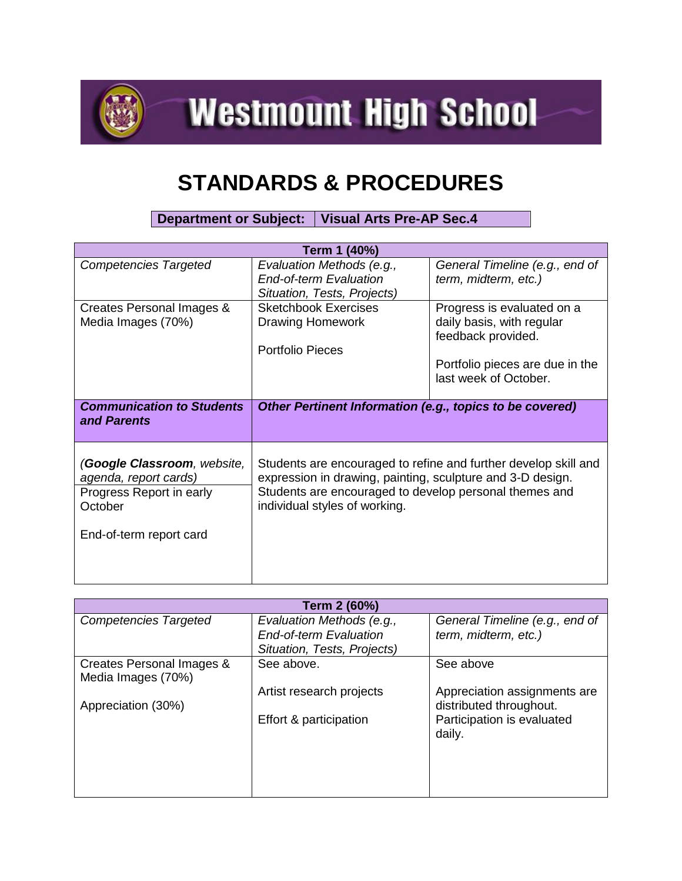# Westmount High School

# STANDARDS & PROCEDURES

| **Department or Subject:** | **Visual Arts Pre-AP Sec.4** |
|---|---|

| **Term 1 (40%)** | | |
|---|---|---|
| *Competencies Targeted* | *Evaluation Methods (e.g., End-of-term Evaluation Situation, Tests, Projects)* | *General Timeline (e.g., end of term, midterm, etc.)* |
| Creates Personal Images & Media Images (70%) | Sketchbook Exercises<br>Drawing Homework<br><br>Portfolio Pieces | Progress is evaluated on a daily basis, with regular feedback provided.<br><br>Portfolio pieces are due in the last week of October. |
| ***Communication to Students and Parents*** | ***Other Pertinent Information (e.g., topics to be covered)*** | |
| *(**Google Classroom**, website, agenda, report cards)*<br>Progress Report in early October<br><br>End-of-term report card | Students are encouraged to refine and further develop skill and expression in drawing, painting, sculpture and 3-D design. Students are encouraged to develop personal themes and individual styles of working. | |

| **Term 2 (60%)** | | |
|---|---|---|
| *Competencies Targeted* | *Evaluation Methods (e.g., End-of-term Evaluation Situation, Tests, Projects)* | *General Timeline (e.g., end of term, midterm, etc.)* |
| Creates Personal Images & Media Images (70%)<br><br>Appreciation (30%) | See above.<br><br>Artist research projects<br><br>Effort & participation | See above<br><br>Appreciation assignments are distributed throughout.<br>Participation is evaluated daily. |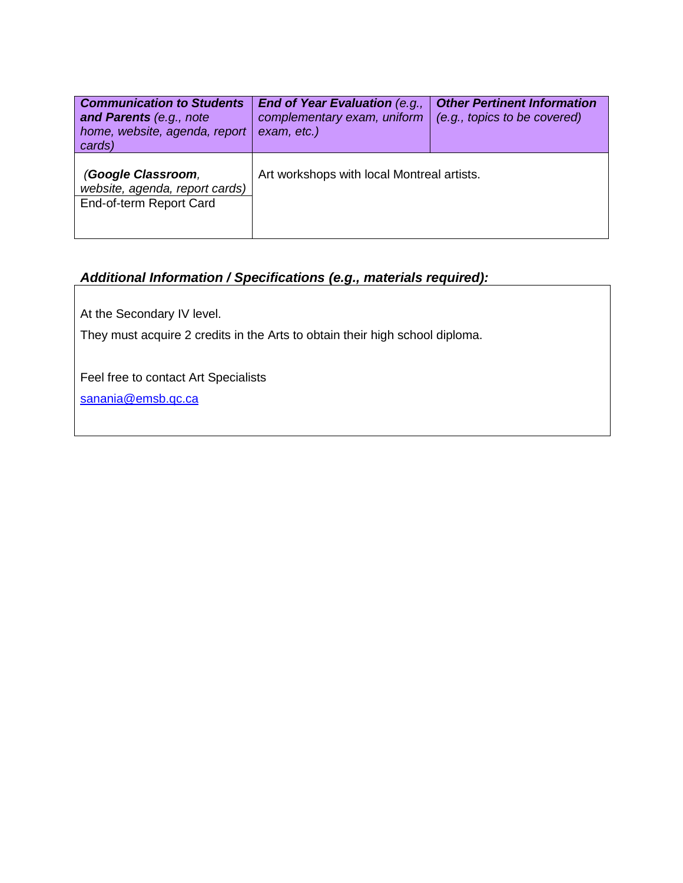| ***Communication to Students and Parents*** *(e.g., note home, website, agenda, report cards)* | ***End of Year Evaluation*** *(e.g., complementary exam, uniform exam, etc.)* | ***Other Pertinent Information*** *(e.g., topics to be covered)* |
|---|---|---|
| *(**Google Classroom**, website, agenda, report cards)* End-of-term Report Card | Art workshops with local Montreal artists. | |

### *Additional Information / Specifications (e.g., materials required):*

At the Secondary IV level.

They must acquire 2 credits in the Arts to obtain their high school diploma.

Feel free to contact Art Specialists

sanania@emsb.qc.ca